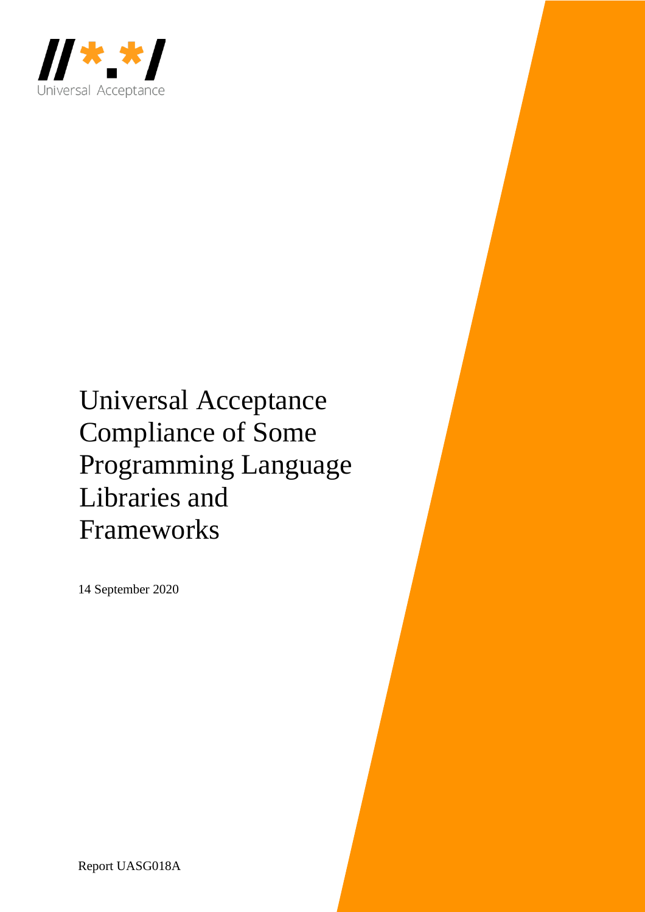//*.*/ Universal Acceptance

# Universal Acceptance Compliance of Some Programming Language Libraries and Frameworks

14 September 2020

Report UASG018A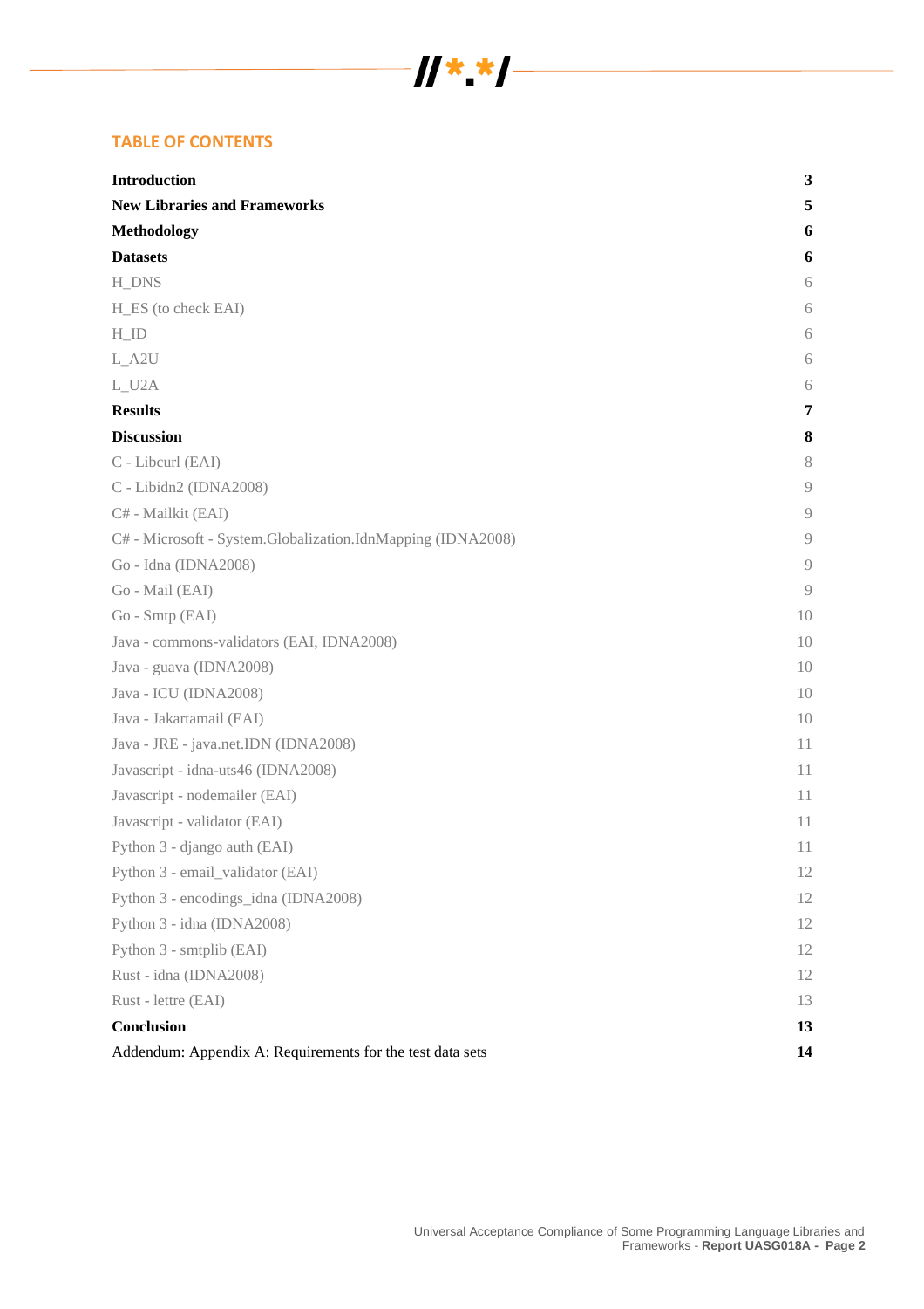## TABLE OF CONTENTS

| | |
|---|---|
| **Introduction** | **3** |
| **New Libraries and Frameworks** | **5** |
| **Methodology** | **6** |
| **Datasets** | **6** |
| H_DNS | 6 |
| H_ES (to check EAI) | 6 |
| H_ID | 6 |
| L_A2U | 6 |
| L_U2A | 6 |
| **Results** | **7** |
| **Discussion** | **8** |
| C - Libcurl (EAI) | 8 |
| C - Libidn2 (IDNA2008) | 9 |
| C# - Mailkit (EAI) | 9 |
| C# - Microsoft - System.Globalization.IdnMapping (IDNA2008) | 9 |
| Go - Idna (IDNA2008) | 9 |
| Go - Mail (EAI) | 9 |
| Go - Smtp (EAI) | 10 |
| Java - commons-validators (EAI, IDNA2008) | 10 |
| Java - guava (IDNA2008) | 10 |
| Java - ICU (IDNA2008) | 10 |
| Java - Jakartamail (EAI) | 10 |
| Java - JRE - java.net.IDN (IDNA2008) | 11 |
| Javascript - idna-uts46 (IDNA2008) | 11 |
| Javascript - nodemailer (EAI) | 11 |
| Javascript - validator (EAI) | 11 |
| Python 3 - django auth (EAI) | 11 |
| Python 3 - email_validator (EAI) | 12 |
| Python 3 - encodings_idna (IDNA2008) | 12 |
| Python 3 - idna (IDNA2008) | 12 |
| Python 3 - smtplib (EAI) | 12 |
| Rust - idna (IDNA2008) | 12 |
| Rust - lettre (EAI) | 13 |
| **Conclusion** | **13** |
| Addendum: Appendix A: Requirements for the test data sets | **14** |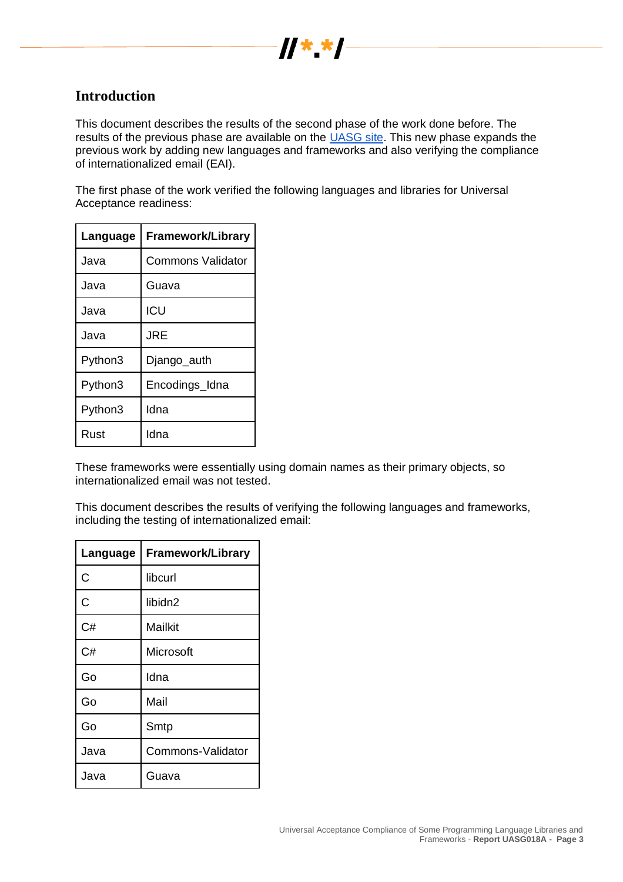## Introduction

This document describes the results of the second phase of the work done before. The results of the previous phase are available on the [UASG site](). This new phase expands the previous work by adding new languages and frameworks and also verifying the compliance of internationalized email (EAI).

The first phase of the work verified the following languages and libraries for Universal Acceptance readiness:

| Language | Framework/Library |
|---|---|
| Java | Commons Validator |
| Java | Guava |
| Java | ICU |
| Java | JRE |
| Python3 | Django_auth |
| Python3 | Encodings_Idna |
| Python3 | Idna |
| Rust | Idna |

These frameworks were essentially using domain names as their primary objects, so internationalized email was not tested.

This document describes the results of verifying the following languages and frameworks, including the testing of internationalized email:

| Language | Framework/Library |
|---|---|
| C | libcurl |
| C | libidn2 |
| C# | Mailkit |
| C# | Microsoft |
| Go | Idna |
| Go | Mail |
| Go | Smtp |
| Java | Commons-Validator |
| Java | Guava |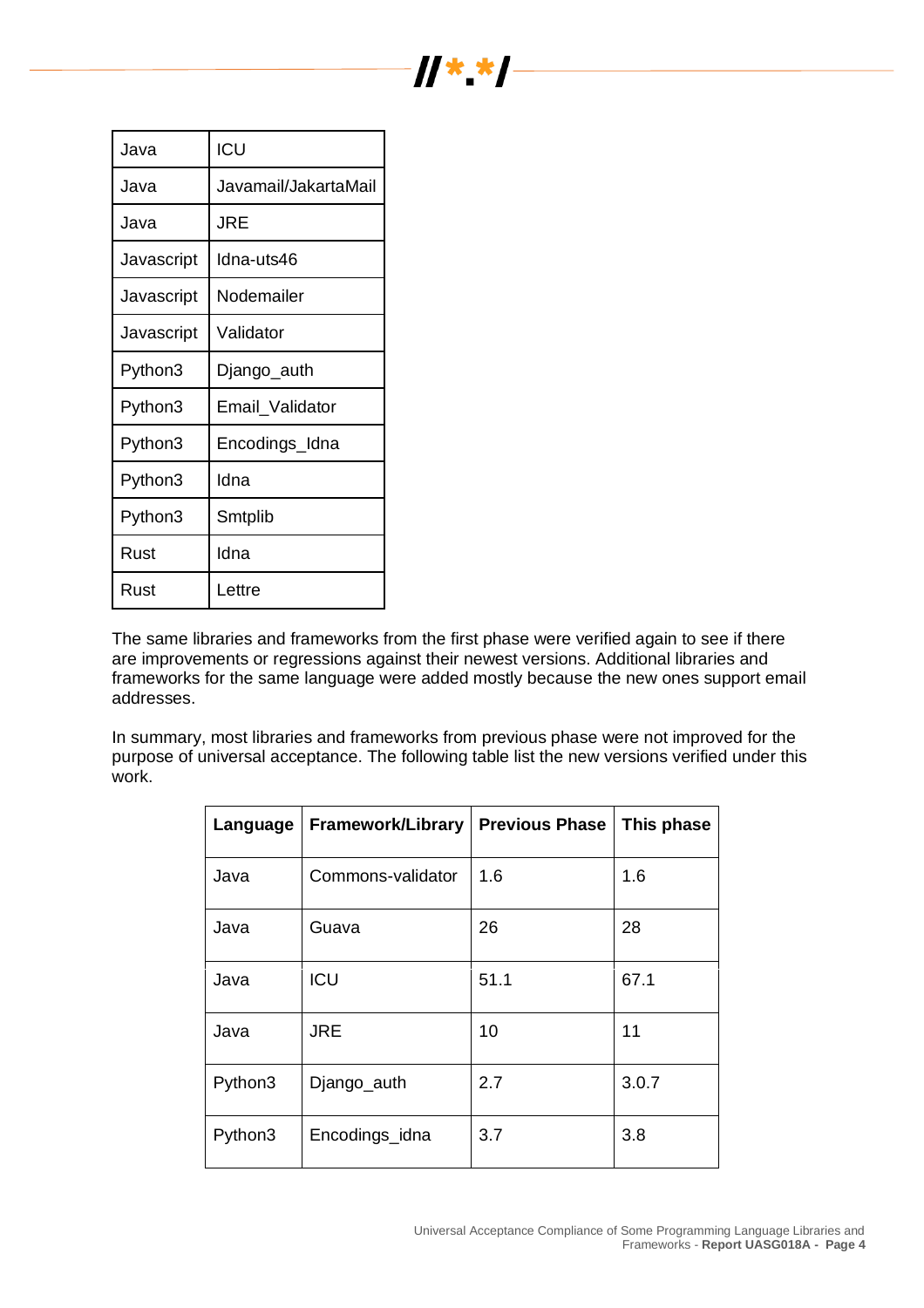| | |
|---|---|
| Java | ICU |
| Java | Javamail/JakartaMail |
| Java | JRE |
| Javascript | Idna-uts46 |
| Javascript | Nodemailer |
| Javascript | Validator |
| Python3 | Django_auth |
| Python3 | Email_Validator |
| Python3 | Encodings_Idna |
| Python3 | Idna |
| Python3 | Smtplib |
| Rust | Idna |
| Rust | Lettre |

The same libraries and frameworks from the first phase were verified again to see if there are improvements or regressions against their newest versions. Additional libraries and frameworks for the same language were added mostly because the new ones support email addresses.

In summary, most libraries and frameworks from previous phase were not improved for the purpose of universal acceptance. The following table list the new versions verified under this work.

| Language | Framework/Library | Previous Phase | This phase |
|---|---|---|---|
| Java | Commons-validator | 1.6 | 1.6 |
| Java | Guava | 26 | 28 |
| Java | ICU | 51.1 | 67.1 |
| Java | JRE | 10 | 11 |
| Python3 | Django_auth | 2.7 | 3.0.7 |
| Python3 | Encodings_idna | 3.7 | 3.8 |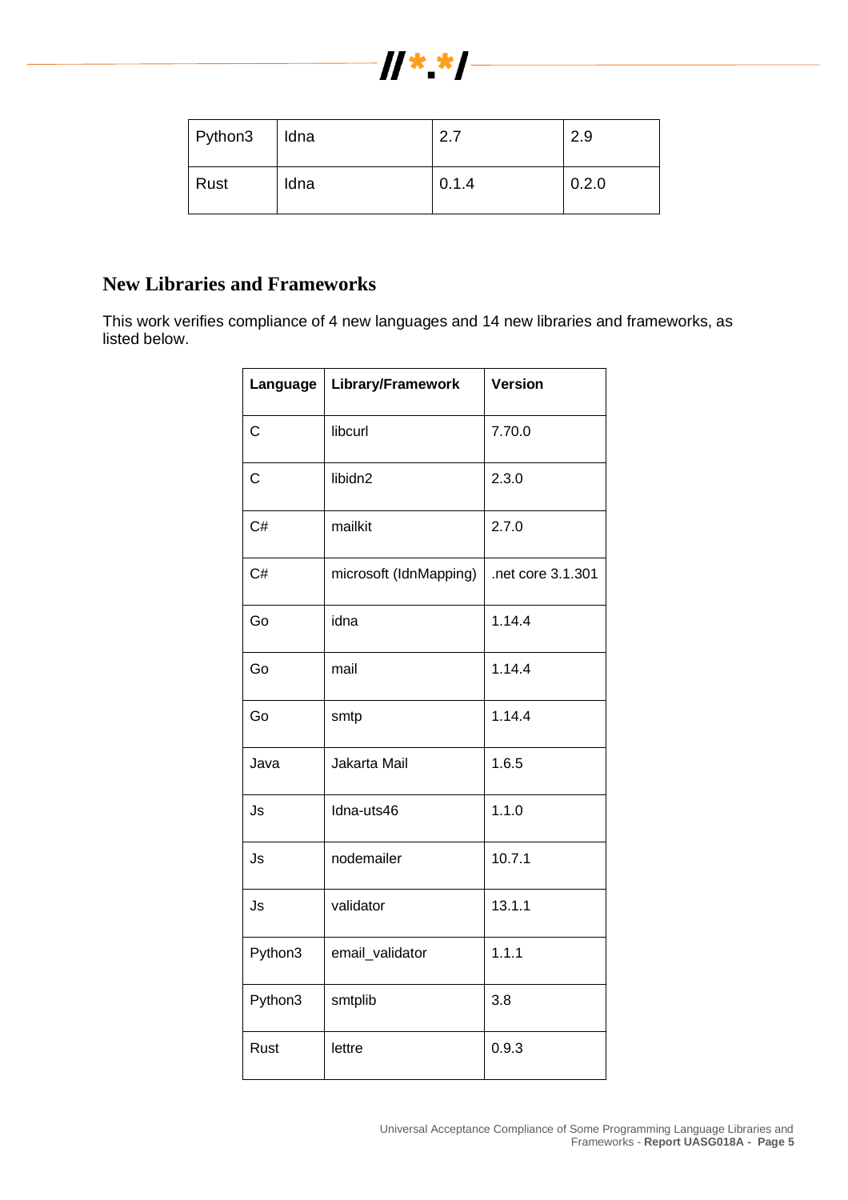| | | | |
|---|---|---|---|
| Python3 | Idna | 2.7 | 2.9 |
| Rust | Idna | 0.1.4 | 0.2.0 |

## New Libraries and Frameworks

This work verifies compliance of 4 new languages and 14 new libraries and frameworks, as listed below.

| Language | Library/Framework | Version |
|---|---|---|
| C | libcurl | 7.70.0 |
| C | libidn2 | 2.3.0 |
| C# | mailkit | 2.7.0 |
| C# | microsoft (IdnMapping) | .net core 3.1.301 |
| Go | idna | 1.14.4 |
| Go | mail | 1.14.4 |
| Go | smtp | 1.14.4 |
| Java | Jakarta Mail | 1.6.5 |
| Js | Idna-uts46 | 1.1.0 |
| Js | nodemailer | 10.7.1 |
| Js | validator | 13.1.1 |
| Python3 | email_validator | 1.1.1 |
| Python3 | smtplib | 3.8 |
| Rust | lettre | 0.9.3 |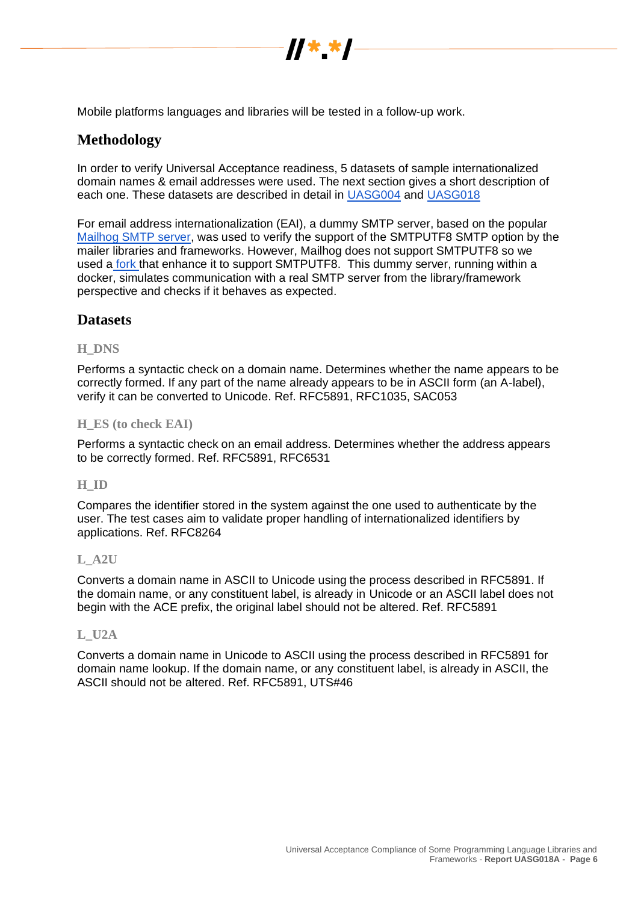Mobile platforms languages and libraries will be tested in a follow-up work.

## Methodology

In order to verify Universal Acceptance readiness, 5 datasets of sample internationalized domain names & email addresses were used. The next section gives a short description of each one. These datasets are described in detail in UASG004 and UASG018

For email address internationalization (EAI), a dummy SMTP server, based on the popular Mailhog SMTP server, was used to verify the support of the SMTPUTF8 SMTP option by the mailer libraries and frameworks. However, Mailhog does not support SMTPUTF8 so we used a fork that enhance it to support SMTPUTF8. This dummy server, running within a docker, simulates communication with a real SMTP server from the library/framework perspective and checks if it behaves as expected.

## Datasets

### H_DNS

Performs a syntactic check on a domain name. Determines whether the name appears to be correctly formed. If any part of the name already appears to be in ASCII form (an A-label), verify it can be converted to Unicode. Ref. RFC5891, RFC1035, SAC053

### H_ES (to check EAI)

Performs a syntactic check on an email address. Determines whether the address appears to be correctly formed. Ref. RFC5891, RFC6531

### H_ID

Compares the identifier stored in the system against the one used to authenticate by the user. The test cases aim to validate proper handling of internationalized identifiers by applications. Ref. RFC8264

### L_A2U

Converts a domain name in ASCII to Unicode using the process described in RFC5891. If the domain name, or any constituent label, is already in Unicode or an ASCII label does not begin with the ACE prefix, the original label should not be altered. Ref. RFC5891

### L_U2A

Converts a domain name in Unicode to ASCII using the process described in RFC5891 for domain name lookup. If the domain name, or any constituent label, is already in ASCII, the ASCII should not be altered. Ref. RFC5891, UTS#46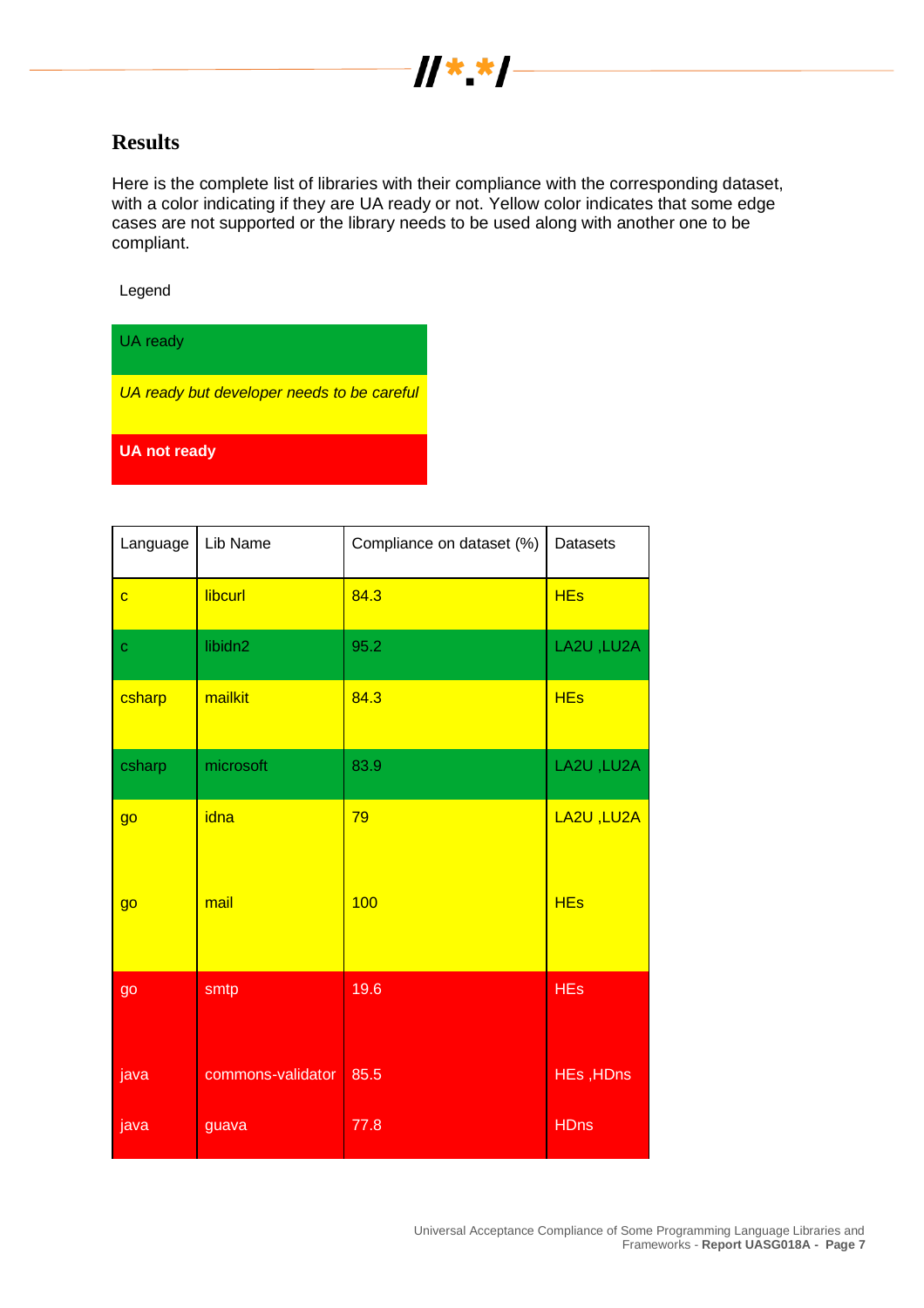## Results

Here is the complete list of libraries with their compliance with the corresponding dataset, with a color indicating if they are UA ready or not. Yellow color indicates that some edge cases are not supported or the library needs to be used along with another one to be compliant.

Legend

| |
|---|
| UA ready |
| *UA ready but developer needs to be careful* |
| **UA not ready** |

| Language | Lib Name | Compliance on dataset (%) | Datasets |
|---|---|---|---|
| c | libcurl | 84.3 | HEs |
| c | libidn2 | 95.2 | LA2U ,LU2A |
| csharp | mailkit | 84.3 | HEs |
| csharp | microsoft | 83.9 | LA2U ,LU2A |
| go | idna | 79 | LA2U ,LU2A |
| go | mail | 100 | HEs |
| go | smtp | 19.6 | HEs |
| java | commons-validator | 85.5 | HEs ,HDns |
| java | guava | 77.8 | HDns |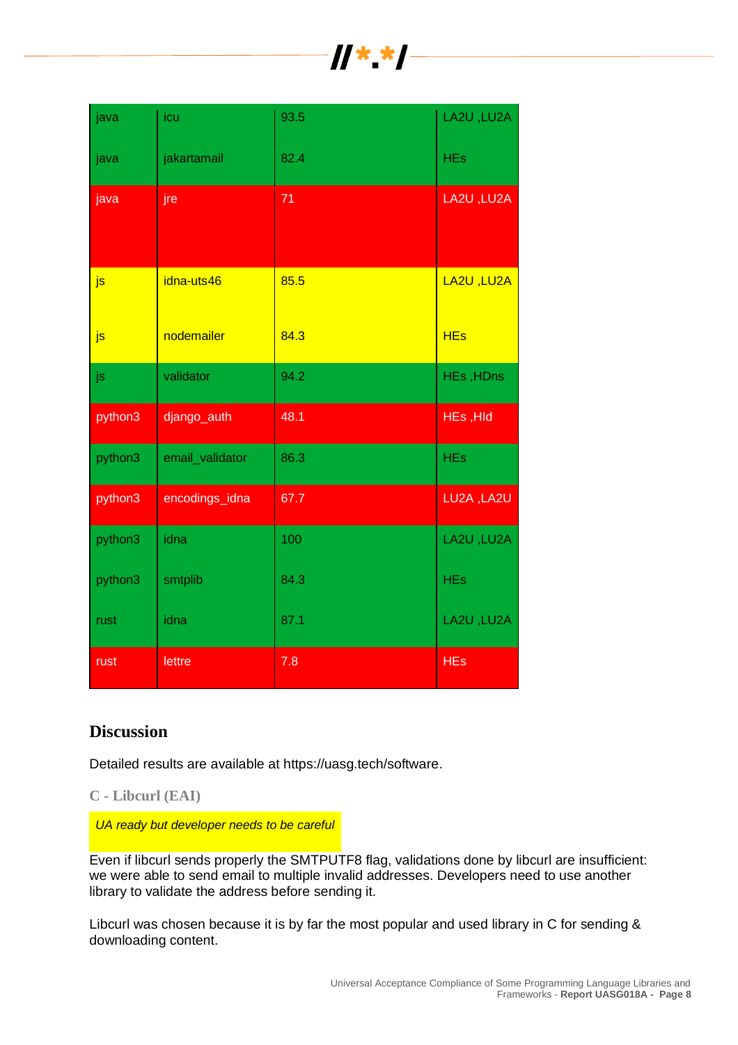| | | | |
|---|---|---|---|
| java | icu | 93.5 | LA2U ,LU2A |
| java | jakartamail | 82.4 | HEs |
| java | jre | 71 | LA2U ,LU2A |
| js | idna-uts46 | 85.5 | LA2U ,LU2A |
| js | nodemailer | 84.3 | HEs |
| js | validator | 94.2 | HEs ,HDns |
| python3 | django_auth | 48.1 | HEs ,HId |
| python3 | email_validator | 86.3 | HEs |
| python3 | encodings_idna | 67.7 | LU2A ,LA2U |
| python3 | idna | 100 | LA2U ,LU2A |
| python3 | smtplib | 84.3 | HEs |
| rust | idna | 87.1 | LA2U ,LU2A |
| rust | lettre | 7.8 | HEs |

## Discussion

Detailed results are available at https://uasg.tech/software.

### C - Libcurl (EAI)

*UA ready but developer needs to be careful*

Even if libcurl sends properly the SMTPUTF8 flag, validations done by libcurl are insufficient: we were able to send email to multiple invalid addresses. Developers need to use another library to validate the address before sending it.

Libcurl was chosen because it is by far the most popular and used library in C for sending & downloading content.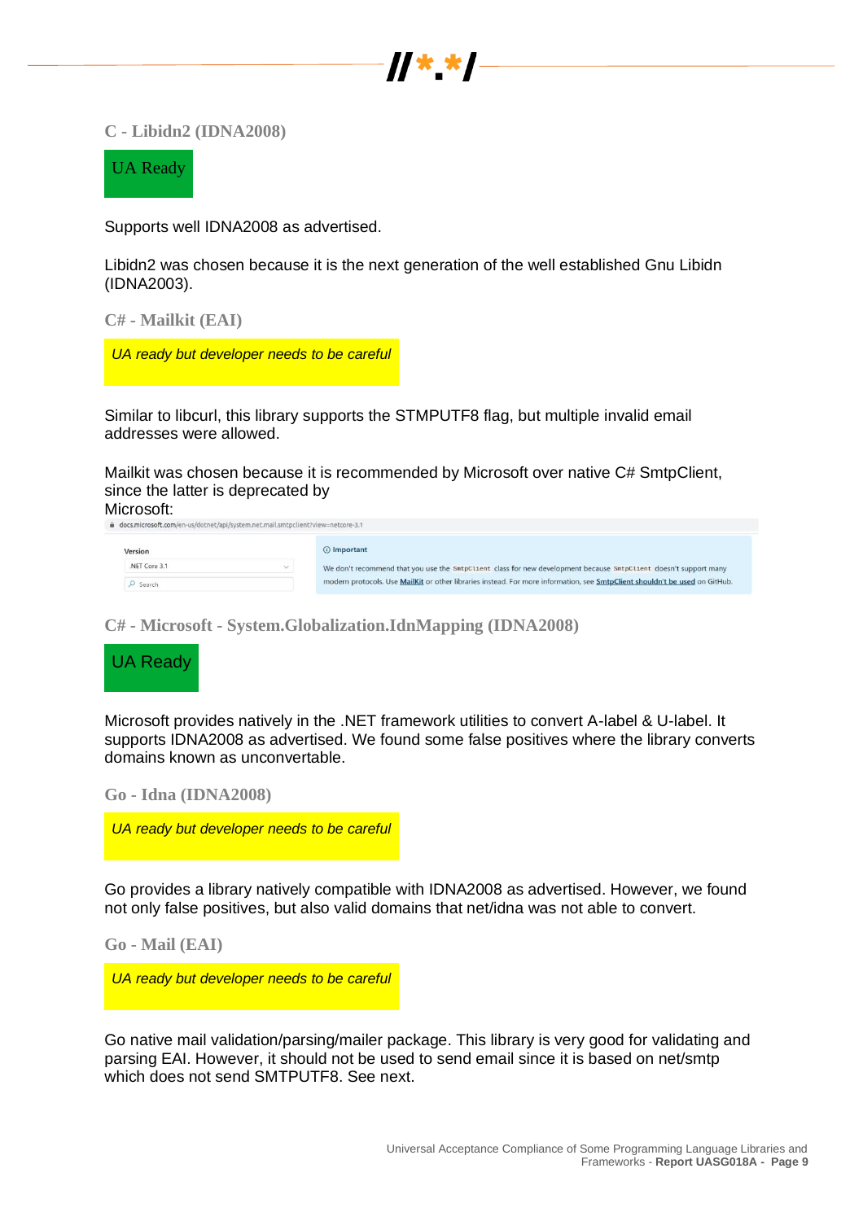### C - Libidn2 (IDNA2008)

UA Ready

Supports well IDNA2008 as advertised.

Libidn2 was chosen because it is the next generation of the well established Gnu Libidn (IDNA2003).

### C# - Mailkit (EAI)

*UA ready but developer needs to be careful*

Similar to libcurl, this library supports the STMPUTF8 flag, but multiple invalid email addresses were allowed.

Mailkit was chosen because it is recommended by Microsoft over native C# SmtpClient, since the latter is deprecated by Microsoft:

docs.microsoft.com/en-us/dotnet/api/system.net.mail.smtpclient?view=netcore-3.1

Version

.NET Core 3.1

Search

Important

We don't recommend that you use the SmtpClient class for new development because SmtpClient doesn't support many modern protocols. Use MailKit or other libraries instead. For more information, see SmtpClient shouldn't be used on GitHub.

### C# - Microsoft - System.Globalization.IdnMapping (IDNA2008)

UA Ready

Microsoft provides natively in the .NET framework utilities to convert A-label & U-label. It supports IDNA2008 as advertised. We found some false positives where the library converts domains known as unconvertable.

### Go - Idna (IDNA2008)

*UA ready but developer needs to be careful*

Go provides a library natively compatible with IDNA2008 as advertised. However, we found not only false positives, but also valid domains that net/idna was not able to convert.

### Go - Mail (EAI)

*UA ready but developer needs to be careful*

Go native mail validation/parsing/mailer package. This library is very good for validating and parsing EAI. However, it should not be used to send email since it is based on net/smtp which does not send SMTPUTF8. See next.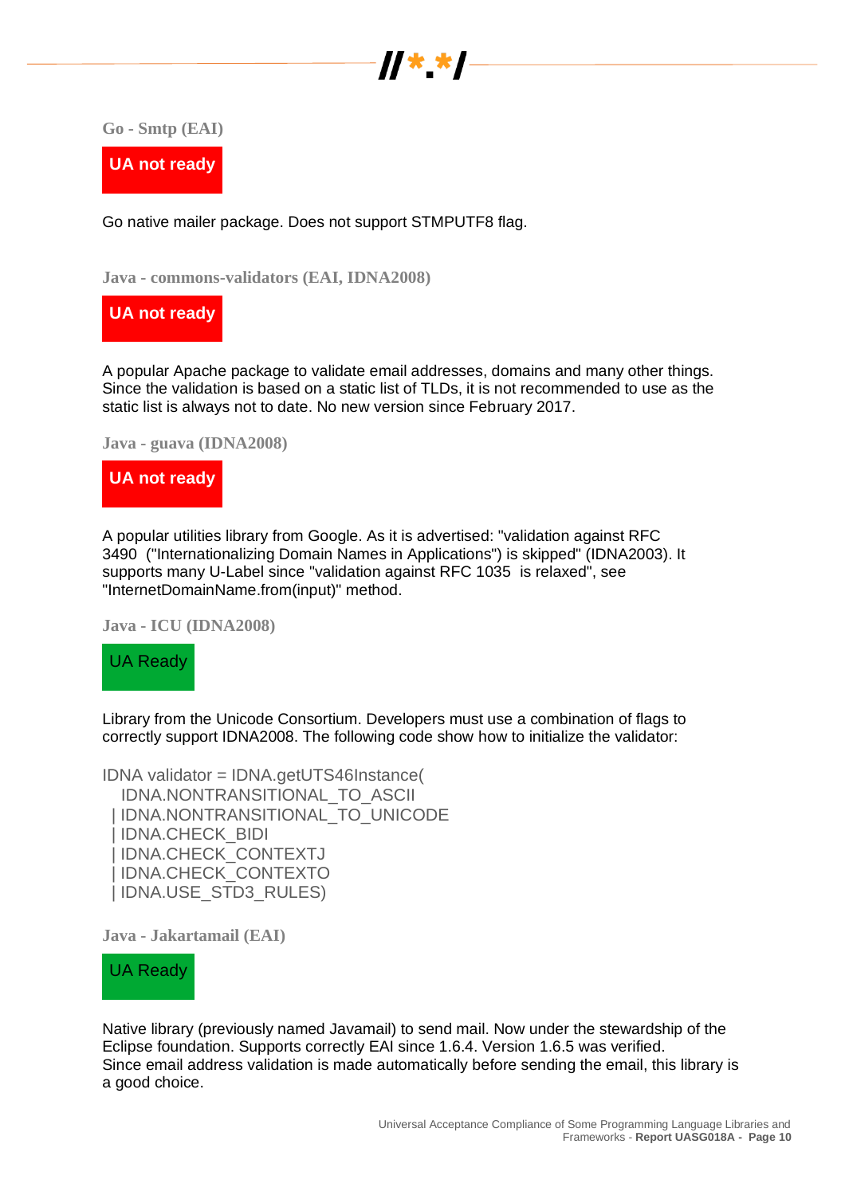### Go - Smtp (EAI)

**UA not ready**

Go native mailer package. Does not support STMPUTF8 flag.

### Java - commons-validators (EAI, IDNA2008)

**UA not ready**

A popular Apache package to validate email addresses, domains and many other things. Since the validation is based on a static list of TLDs, it is not recommended to use as the static list is always not to date. No new version since February 2017.

### Java - guava (IDNA2008)

**UA not ready**

A popular utilities library from Google. As it is advertised: "validation against RFC 3490 ("Internationalizing Domain Names in Applications") is skipped" (IDNA2003). It supports many U-Label since "validation against RFC 1035 is relaxed", see "InternetDomainName.from(input)" method.

### Java - ICU (IDNA2008)

UA Ready

Library from the Unicode Consortium. Developers must use a combination of flags to correctly support IDNA2008. The following code show how to initialize the validator:

```
IDNA validator = IDNA.getUTS46Instance(
   IDNA.NONTRANSITIONAL_TO_ASCII
 | IDNA.NONTRANSITIONAL_TO_UNICODE
 | IDNA.CHECK_BIDI
 | IDNA.CHECK_CONTEXTJ
 | IDNA.CHECK_CONTEXTO
 | IDNA.USE_STD3_RULES)
```

### Java - Jakartamail (EAI)

UA Ready

Native library (previously named Javamail) to send mail. Now under the stewardship of the Eclipse foundation. Supports correctly EAI since 1.6.4. Version 1.6.5 was verified.
Since email address validation is made automatically before sending the email, this library is a good choice.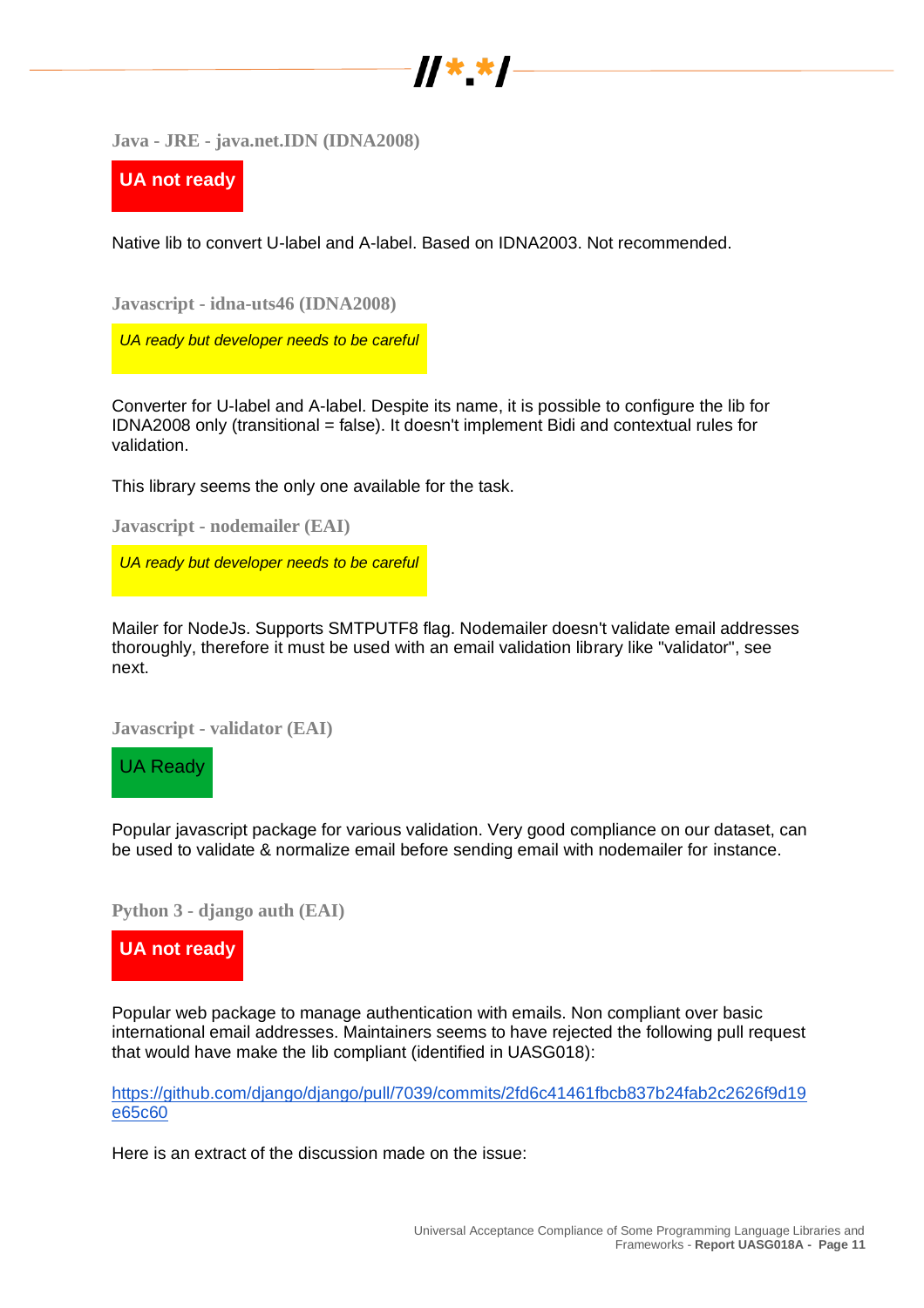### Java - JRE - java.net.IDN (IDNA2008)

**UA not ready**

Native lib to convert U-label and A-label. Based on IDNA2003. Not recommended.

### Javascript - idna-uts46 (IDNA2008)

*UA ready but developer needs to be careful*

Converter for U-label and A-label. Despite its name, it is possible to configure the lib for IDNA2008 only (transitional = false). It doesn't implement Bidi and contextual rules for validation.

This library seems the only one available for the task.

### Javascript - nodemailer (EAI)

*UA ready but developer needs to be careful*

Mailer for NodeJs. Supports SMTPUTF8 flag. Nodemailer doesn't validate email addresses thoroughly, therefore it must be used with an email validation library like "validator", see next.

### Javascript - validator (EAI)

UA Ready

Popular javascript package for various validation. Very good compliance on our dataset, can be used to validate & normalize email before sending email with nodemailer for instance.

### Python 3 - django auth (EAI)

**UA not ready**

Popular web package to manage authentication with emails. Non compliant over basic international email addresses. Maintainers seems to have rejected the following pull request that would have make the lib compliant (identified in UASG018):

https://github.com/django/django/pull/7039/commits/2fd6c41461fbcb837b24fab2c2626f9d19e65c60

Here is an extract of the discussion made on the issue: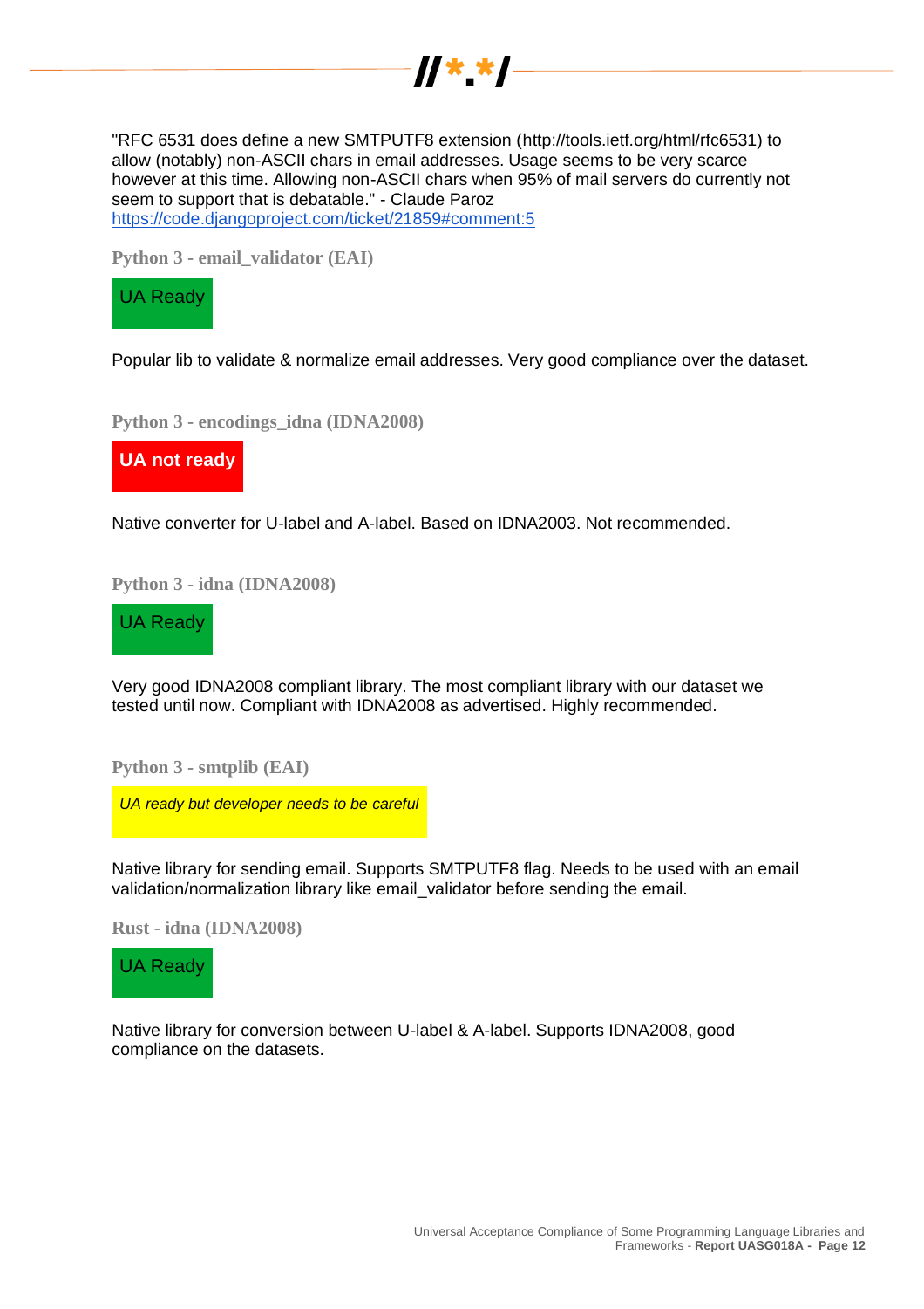"RFC 6531 does define a new SMTPUTF8 extension (http://tools.ietf.org/html/rfc6531) to allow (notably) non-ASCII chars in email addresses. Usage seems to be very scarce however at this time. Allowing non-ASCII chars when 95% of mail servers do currently not seem to support that is debatable." - Claude Paroz
https://code.djangoproject.com/ticket/21859#comment:5

#### Python 3 - email_validator (EAI)

UA Ready

Popular lib to validate & normalize email addresses. Very good compliance over the dataset.

#### Python 3 - encodings_idna (IDNA2008)

**UA not ready**

Native converter for U-label and A-label. Based on IDNA2003. Not recommended.

#### Python 3 - idna (IDNA2008)

UA Ready

Very good IDNA2008 compliant library. The most compliant library with our dataset we tested until now. Compliant with IDNA2008 as advertised. Highly recommended.

#### Python 3 - smtplib (EAI)

*UA ready but developer needs to be careful*

Native library for sending email. Supports SMTPUTF8 flag. Needs to be used with an email validation/normalization library like email_validator before sending the email.

#### Rust - idna (IDNA2008)

UA Ready

Native library for conversion between U-label & A-label. Supports IDNA2008, good compliance on the datasets.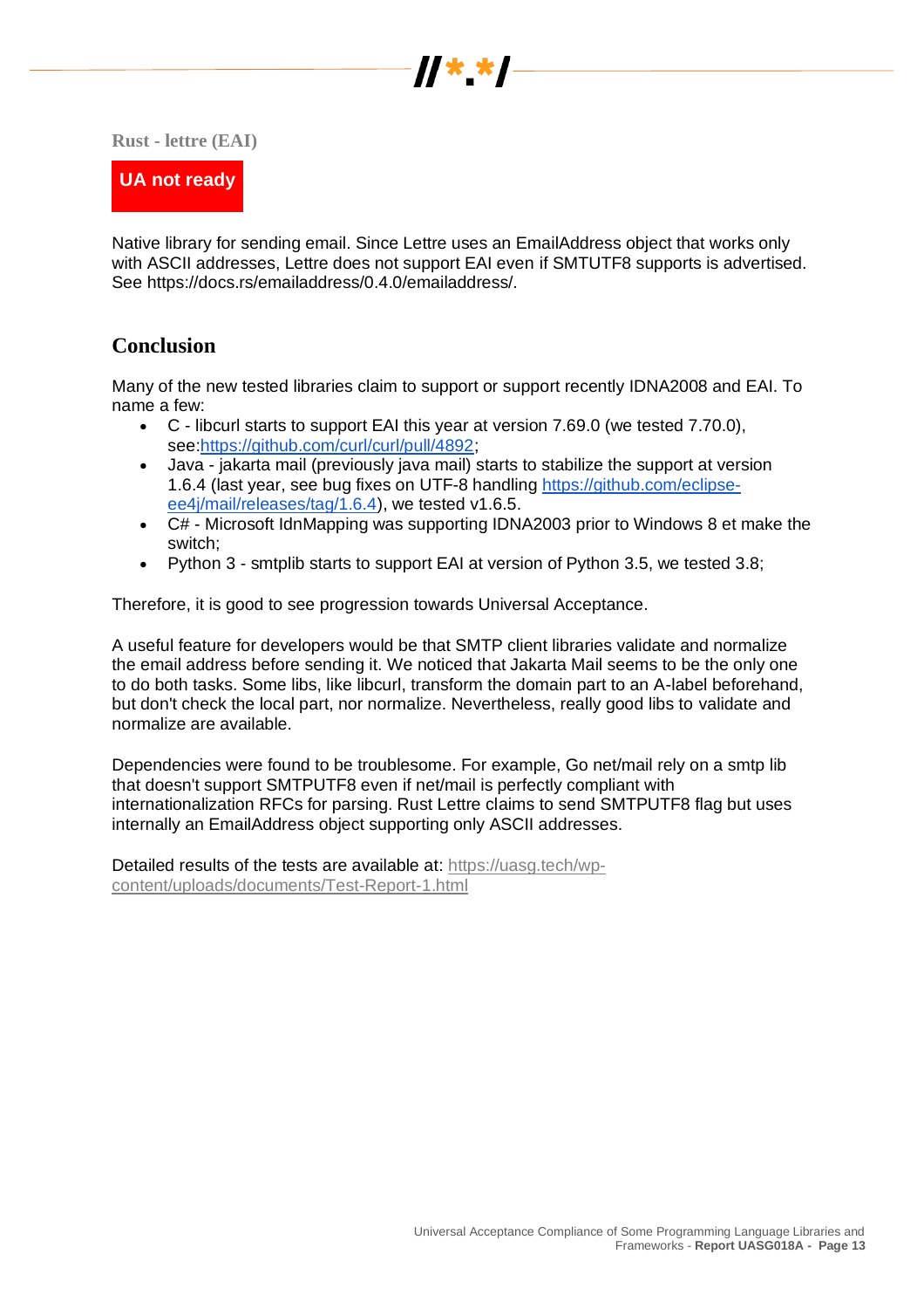### Rust - lettre (EAI)

**UA not ready**

Native library for sending email. Since Lettre uses an EmailAddress object that works only with ASCII addresses, Lettre does not support EAI even if SMTUTF8 supports is advertised. See https://docs.rs/emailaddress/0.4.0/emailaddress/.

## Conclusion

Many of the new tested libraries claim to support or support recently IDNA2008 and EAI. To name a few:

- C - libcurl starts to support EAI this year at version 7.69.0 (we tested 7.70.0), see:[https://github.com/curl/curl/pull/4892](https://github.com/curl/curl/pull/4892);
- Java - jakarta mail (previously java mail) starts to stabilize the support at version 1.6.4 (last year, see bug fixes on UTF-8 handling [https://github.com/eclipse-ee4j/mail/releases/tag/1.6.4](https://github.com/eclipse-ee4j/mail/releases/tag/1.6.4)), we tested v1.6.5.
- C# - Microsoft IdnMapping was supporting IDNA2003 prior to Windows 8 et make the switch;
- Python 3 - smtplib starts to support EAI at version of Python 3.5, we tested 3.8;

Therefore, it is good to see progression towards Universal Acceptance.

A useful feature for developers would be that SMTP client libraries validate and normalize the email address before sending it. We noticed that Jakarta Mail seems to be the only one to do both tasks. Some libs, like libcurl, transform the domain part to an A-label beforehand, but don't check the local part, nor normalize. Nevertheless, really good libs to validate and normalize are available.

Dependencies were found to be troublesome. For example, Go net/mail rely on a smtp lib that doesn't support SMTPUTF8 even if net/mail is perfectly compliant with internationalization RFCs for parsing. Rust Lettre claims to send SMTPUTF8 flag but uses internally an EmailAddress object supporting only ASCII addresses.

Detailed results of the tests are available at: [https://uasg.tech/wp-content/uploads/documents/Test-Report-1.html](https://uasg.tech/wp-content/uploads/documents/Test-Report-1.html)